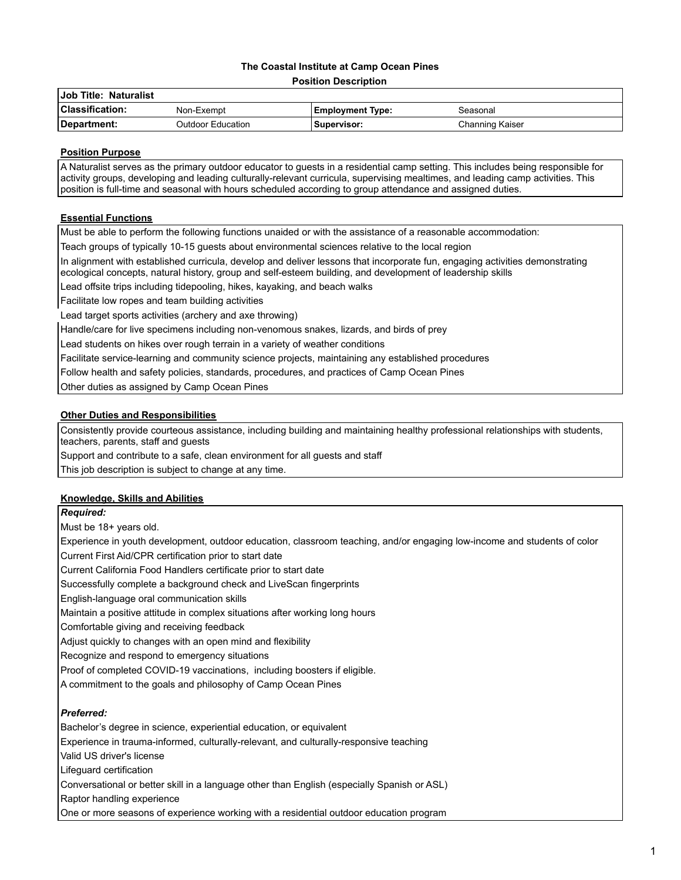**The Coastal Institute at Camp Ocean Pines**

**Position Description**

| **Job Title: Naturalist** | | | |
|---|---|---|---|
| **Classification:** | Non-Exempt | **Employment Type:** | Seasonal |
| **Department:** | Outdoor Education | **Supervisor:** | Channing Kaiser |

**Position Purpose**

A Naturalist serves as the primary outdoor educator to guests in a residential camp setting. This includes being responsible for activity groups, developing and leading culturally-relevant curricula, supervising mealtimes, and leading camp activities. This position is full-time and seasonal with hours scheduled according to group attendance and assigned duties.

**Essential Functions**

Must be able to perform the following functions unaided or with the assistance of a reasonable accommodation:

Teach groups of typically 10-15 guests about environmental sciences relative to the local region

In alignment with established curricula, develop and deliver lessons that incorporate fun, engaging activities demonstrating ecological concepts, natural history, group and self-esteem building, and development of leadership skills

Lead offsite trips including tidepooling, hikes, kayaking, and beach walks

Facilitate low ropes and team building activities

Lead target sports activities (archery and axe throwing)

Handle/care for live specimens including non-venomous snakes, lizards, and birds of prey

Lead students on hikes over rough terrain in a variety of weather conditions

Facilitate service-learning and community science projects, maintaining any established procedures

Follow health and safety policies, standards, procedures, and practices of Camp Ocean Pines

Other duties as assigned by Camp Ocean Pines

**Other Duties and Responsibilities**

Consistently provide courteous assistance, including building and maintaining healthy professional relationships with students, teachers, parents, staff and guests

Support and contribute to a safe, clean environment for all guests and staff

This job description is subject to change at any time.

**Knowledge, Skills and Abilities**

***Required:***

Must be 18+ years old.

Experience in youth development, outdoor education, classroom teaching, and/or engaging low-income and students of color

Current First Aid/CPR certification prior to start date

Current California Food Handlers certificate prior to start date

Successfully complete a background check and LiveScan fingerprints

English-language oral communication skills

Maintain a positive attitude in complex situations after working long hours

Comfortable giving and receiving feedback

Adjust quickly to changes with an open mind and flexibility

Recognize and respond to emergency situations

Proof of completed COVID-19 vaccinations, including boosters if eligible.

A commitment to the goals and philosophy of Camp Ocean Pines

***Preferred:***

Bachelor's degree in science, experiential education, or equivalent

Experience in trauma-informed, culturally-relevant, and culturally-responsive teaching

Valid US driver's license

Lifeguard certification

Conversational or better skill in a language other than English (especially Spanish or ASL)

Raptor handling experience

One or more seasons of experience working with a residential outdoor education program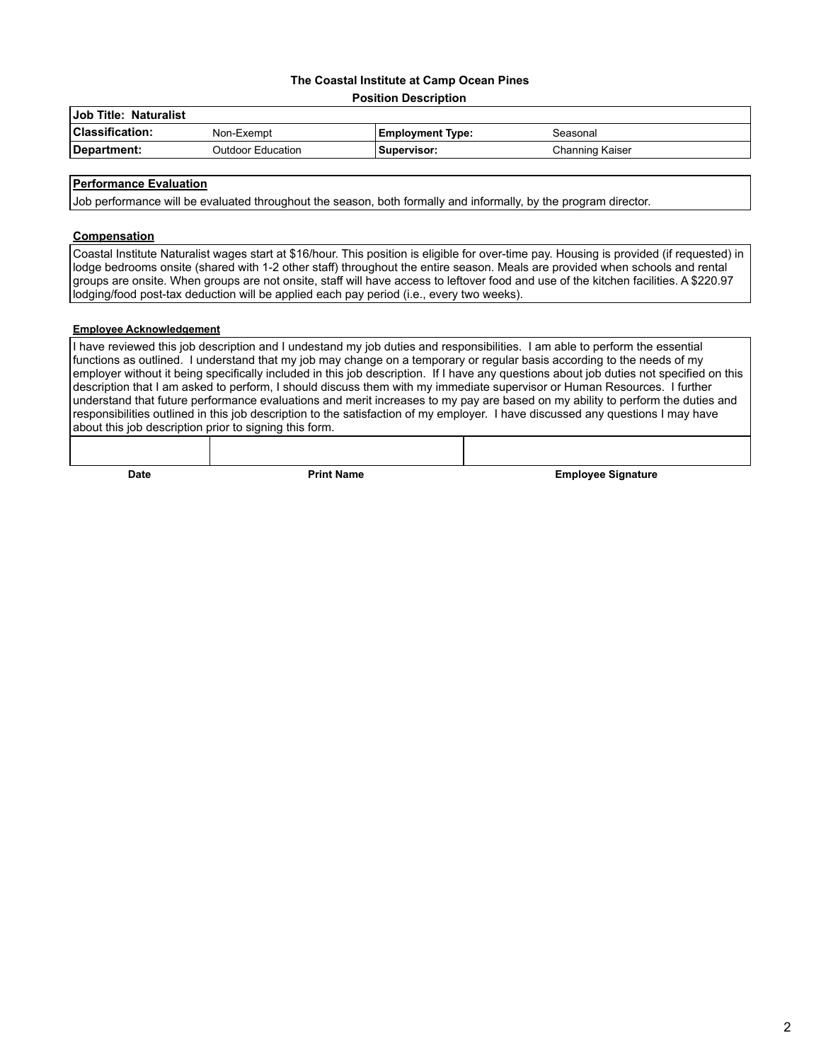**The Coastal Institute at Camp Ocean Pines**

**Position Description**

| **Job Title: Naturalist** | | | |
|---|---|---|---|
| **Classification:** | Non-Exempt | **Employment Type:** | Seasonal |
| **Department:** | Outdoor Education | **Supervisor:** | Channing Kaiser |

**Performance Evaluation**

Job performance will be evaluated throughout the season, both formally and informally, by the program director.

**Compensation**

Coastal Institute Naturalist wages start at $16/hour. This position is eligible for over-time pay. Housing is provided (if requested) in lodge bedrooms onsite (shared with 1-2 other staff) throughout the entire season. Meals are provided when schools and rental groups are onsite. When groups are not onsite, staff will have access to leftover food and use of the kitchen facilities. A $220.97 lodging/food post-tax deduction will be applied each pay period (i.e., every two weeks).

**Employee Acknowledgement**

I have reviewed this job description and I undestand my job duties and responsibilities. I am able to perform the essential functions as outlined. I understand that my job may change on a temporary or regular basis according to the needs of my employer without it being specifically included in this job description. If I have any questions about job duties not specified on this description that I am asked to perform, I should discuss them with my immediate supervisor or Human Resources. I further understand that future performance evaluations and merit increases to my pay are based on my ability to perform the duties and responsibilities outlined in this job description to the satisfaction of my employer. I have discussed any questions I may have about this job description prior to signing this form.

| | | |
|---|---|---|
| | | |
| **Date** | **Print Name** | **Employee Signature** |